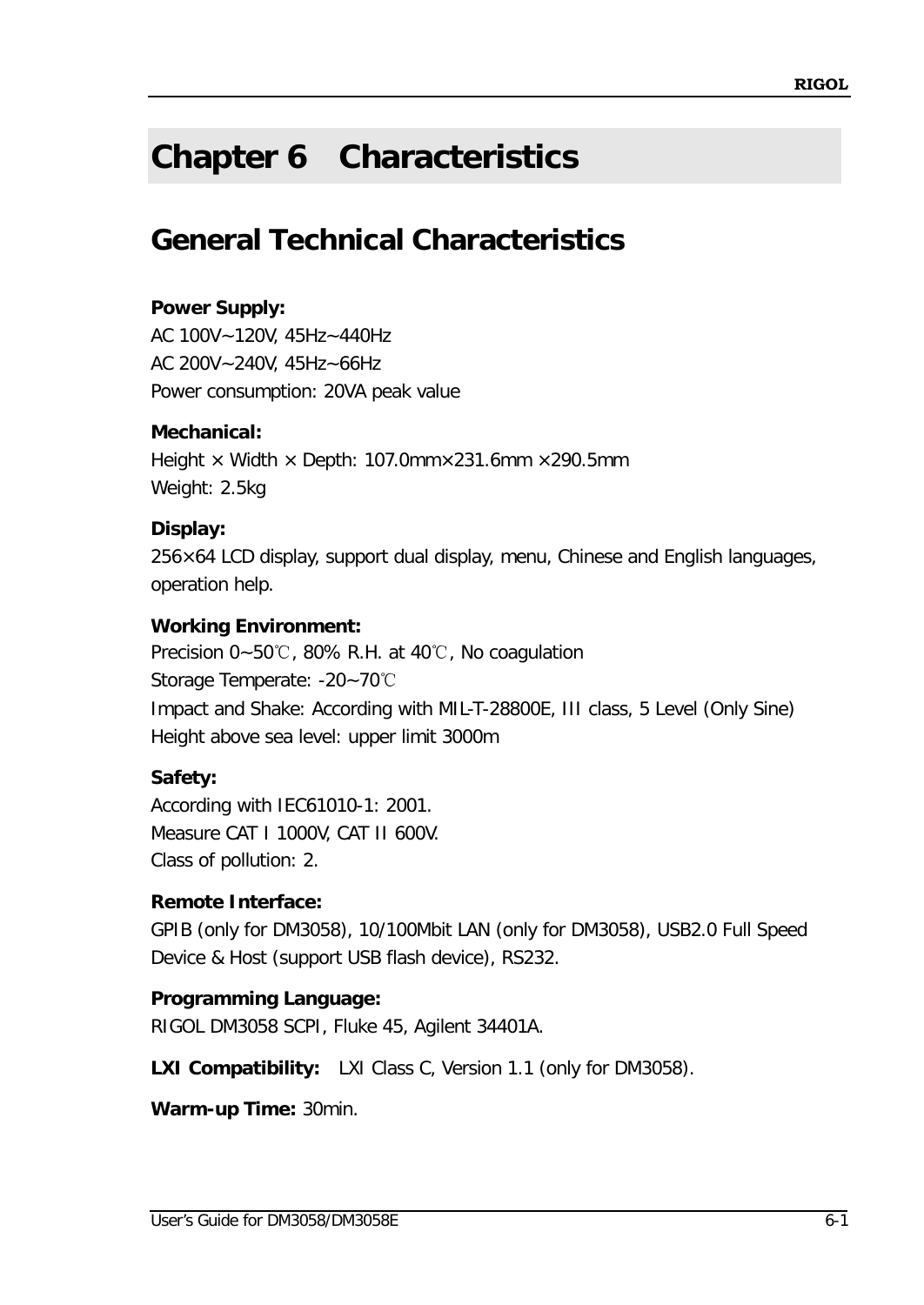# Chapter 6 Characteristics

## General Technical Characteristics

**Power Supply:**
AC 100V~120V, 45Hz~440Hz
AC 200V~240V, 45Hz~66Hz
Power consumption: 20VA peak value

**Mechanical:**
Height × Width × Depth: 107.0mm×231.6mm ×290.5mm
Weight: 2.5kg

**Display:**
256×64 LCD display, support dual display, menu, Chinese and English languages, operation help.

**Working Environment:**
Precision 0~50℃, 80% R.H. at 40℃, No coagulation
Storage Temperate: -20~70℃
Impact and Shake: According with MIL-T-28800E, III class, 5 Level (Only Sine)
Height above sea level: upper limit 3000m

**Safety:**
According with IEC61010-1: 2001.
Measure CAT I 1000V, CAT II 600V.
Class of pollution: 2.

**Remote Interface:**
GPIB (only for DM3058), 10/100Mbit LAN (only for DM3058), USB2.0 Full Speed Device & Host (support USB flash device), RS232.

**Programming Language:**
RIGOL DM3058 SCPI, Fluke 45, Agilent 34401A.

**LXI Compatibility:** LXI Class C, Version 1.1 (only for DM3058).

**Warm-up Time:** 30min.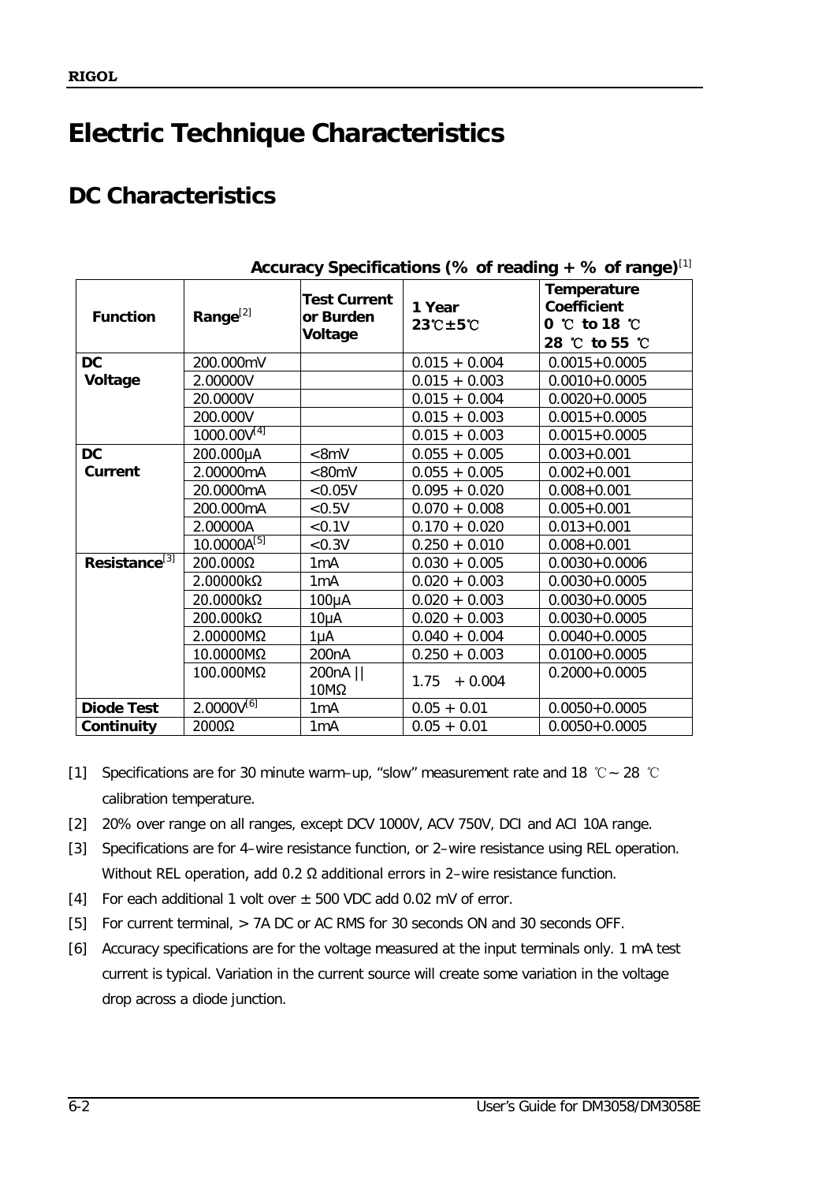# Electric Technique Characteristics

## DC Characteristics

**Accuracy Specifications (% of reading + % of range)**[1]

| Function | Range[2] | Test Current or Burden Voltage | 1 Year 23℃±5℃ | Temperature Coefficient 0 ℃ to 18 ℃ 28 ℃ to 55 ℃ |
|---|---|---|---|---|
| **DC Voltage** | 200.000mV | | 0.015 + 0.004 | 0.0015+0.0005 |
| | 2.00000V | | 0.015 + 0.003 | 0.0010+0.0005 |
| | 20.0000V | | 0.015 + 0.004 | 0.0020+0.0005 |
| | 200.000V | | 0.015 + 0.003 | 0.0015+0.0005 |
| | 1000.00V[4] | | 0.015 + 0.003 | 0.0015+0.0005 |
| **DC Current** | 200.000μA | <8mV | 0.055 + 0.005 | 0.003+0.001 |
| | 2.00000mA | <80mV | 0.055 + 0.005 | 0.002+0.001 |
| | 20.0000mA | <0.05V | 0.095 + 0.020 | 0.008+0.001 |
| | 200.000mA | <0.5V | 0.070 + 0.008 | 0.005+0.001 |
| | 2.00000A | <0.1V | 0.170 + 0.020 | 0.013+0.001 |
| | 10.0000A[5] | <0.3V | 0.250 + 0.010 | 0.008+0.001 |
| **Resistance**[3] | 200.000Ω | 1mA | 0.030 + 0.005 | 0.0030+0.0006 |
| | 2.00000kΩ | 1mA | 0.020 + 0.003 | 0.0030+0.0005 |
| | 20.0000kΩ | 100μA | 0.020 + 0.003 | 0.0030+0.0005 |
| | 200.000kΩ | 10μA | 0.020 + 0.003 | 0.0030+0.0005 |
| | 2.00000MΩ | 1μA | 0.040 + 0.004 | 0.0040+0.0005 |
| | 10.0000MΩ | 200nA | 0.250 + 0.003 | 0.0100+0.0005 |
| | 100.000MΩ | 200nA \|\| 10MΩ | 1.75 + 0.004 | 0.2000+0.0005 |
| **Diode Test** | 2.0000V[6] | 1mA | 0.05 + 0.01 | 0.0050+0.0005 |
| **Continuity** | 2000Ω | 1mA | 0.05 + 0.01 | 0.0050+0.0005 |

[1] Specifications are for 30 minute warm–up, "slow" measurement rate and 18 ℃~ 28 ℃ calibration temperature.

[2] 20% over range on all ranges, except DCV 1000V, ACV 750V, DCI and ACI 10A range.

[3] Specifications are for 4–wire resistance function, or 2–wire resistance using REL operation. Without REL operation, add 0.2 Ω additional errors in 2–wire resistance function.

[4] For each additional 1 volt over ± 500 VDC add 0.02 mV of error.

[5] For current terminal, > 7A DC or AC RMS for 30 seconds ON and 30 seconds OFF.

[6] Accuracy specifications are for the voltage measured at the input terminals only. 1 mA test current is typical. Variation in the current source will create some variation in the voltage drop across a diode junction.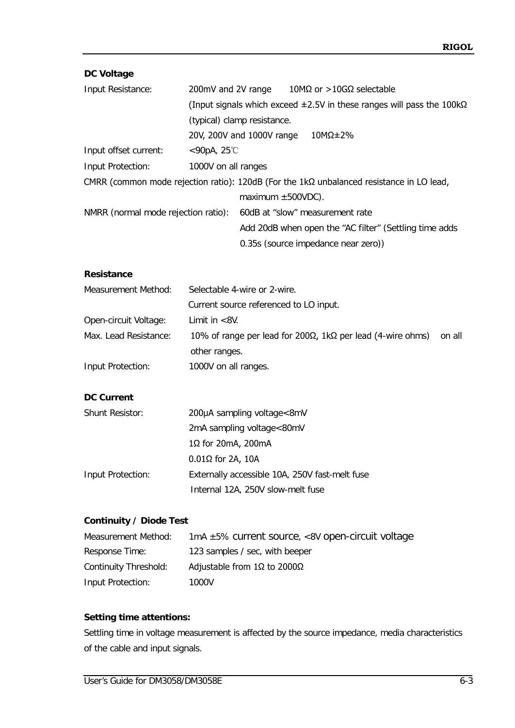**DC Voltage**

Input Resistance: 200mV and 2V range 10MΩ or >10GΩ selectable

(Input signals which exceed ±2.5V in these ranges will pass the 100kΩ (typical) clamp resistance.

20V, 200V and 1000V range 10MΩ±2%

Input offset current: <90pA, 25℃

Input Protection: 1000V on all ranges

CMRR (common mode rejection ratio): 120dB (For the 1kΩ unbalanced resistance in LO lead, maximum ±500VDC).

NMRR (normal mode rejection ratio): 60dB at "slow" measurement rate

Add 20dB when open the "AC filter" (Settling time adds 0.35s (source impedance near zero))

**Resistance**

Measurement Method: Selectable 4-wire or 2-wire.

Current source referenced to LO input.

Open-circuit Voltage: Limit in <8V.

Max. Lead Resistance: 10% of range per lead for 200Ω, 1kΩ per lead (4-wire ohms) on all other ranges.

Input Protection: 1000V on all ranges.

**DC Current**

Shunt Resistor: 200μA sampling voltage<8mV

2mA sampling voltage<80mV

1Ω for 20mA, 200mA

0.01Ω for 2A, 10A

Input Protection: Externally accessible 10A, 250V fast-melt fuse

Internal 12A, 250V slow-melt fuse

**Continuity / Diode Test**

Measurement Method: 1mA ±5% current source, <8V open-circuit voltage

Response Time: 123 samples / sec, with beeper

Continuity Threshold: Adjustable from 1Ω to 2000Ω

Input Protection: 1000V

**Setting time attentions:**

Settling time in voltage measurement is affected by the source impedance, media characteristics of the cable and input signals.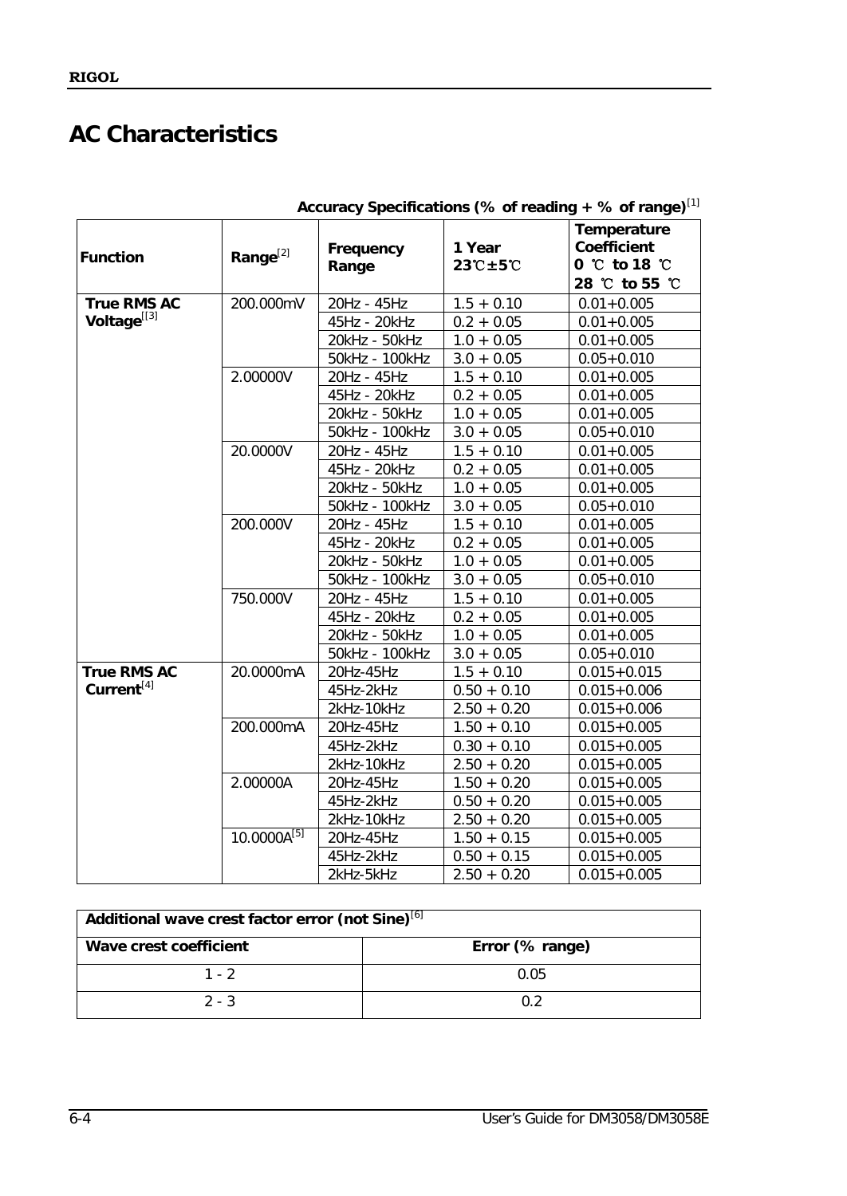# AC Characteristics

**Accuracy Specifications (% of reading + % of range)**[1]

| Function | Range[2] | Frequency Range | 1 Year 23℃±5℃ | Temperature Coefficient 0 ℃ to 18 ℃ 28 ℃ to 55 ℃ |
|---|---|---|---|---|
| **True RMS AC Voltage**[3] | 200.000mV | 20Hz - 45Hz | 1.5 + 0.10 | 0.01+0.005 |
| | | 45Hz - 20kHz | 0.2 + 0.05 | 0.01+0.005 |
| | | 20kHz - 50kHz | 1.0 + 0.05 | 0.01+0.005 |
| | | 50kHz - 100kHz | 3.0 + 0.05 | 0.05+0.010 |
| | 2.00000V | 20Hz - 45Hz | 1.5 + 0.10 | 0.01+0.005 |
| | | 45Hz - 20kHz | 0.2 + 0.05 | 0.01+0.005 |
| | | 20kHz - 50kHz | 1.0 + 0.05 | 0.01+0.005 |
| | | 50kHz - 100kHz | 3.0 + 0.05 | 0.05+0.010 |
| | 20.0000V | 20Hz - 45Hz | 1.5 + 0.10 | 0.01+0.005 |
| | | 45Hz - 20kHz | 0.2 + 0.05 | 0.01+0.005 |
| | | 20kHz - 50kHz | 1.0 + 0.05 | 0.01+0.005 |
| | | 50kHz - 100kHz | 3.0 + 0.05 | 0.05+0.010 |
| | 200.000V | 20Hz - 45Hz | 1.5 + 0.10 | 0.01+0.005 |
| | | 45Hz - 20kHz | 0.2 + 0.05 | 0.01+0.005 |
| | | 20kHz - 50kHz | 1.0 + 0.05 | 0.01+0.005 |
| | | 50kHz - 100kHz | 3.0 + 0.05 | 0.05+0.010 |
| | 750.000V | 20Hz - 45Hz | 1.5 + 0.10 | 0.01+0.005 |
| | | 45Hz - 20kHz | 0.2 + 0.05 | 0.01+0.005 |
| | | 20kHz - 50kHz | 1.0 + 0.05 | 0.01+0.005 |
| | | 50kHz - 100kHz | 3.0 + 0.05 | 0.05+0.010 |
| **True RMS AC Current**[4] | 20.0000mA | 20Hz-45Hz | 1.5 + 0.10 | 0.015+0.015 |
| | | 45Hz-2kHz | 0.50 + 0.10 | 0.015+0.006 |
| | | 2kHz-10kHz | 2.50 + 0.20 | 0.015+0.006 |
| | 200.000mA | 20Hz-45Hz | 1.50 + 0.10 | 0.015+0.005 |
| | | 45Hz-2kHz | 0.30 + 0.10 | 0.015+0.005 |
| | | 2kHz-10kHz | 2.50 + 0.20 | 0.015+0.005 |
| | 2.00000A | 20Hz-45Hz | 1.50 + 0.20 | 0.015+0.005 |
| | | 45Hz-2kHz | 0.50 + 0.20 | 0.015+0.005 |
| | | 2kHz-10kHz | 2.50 + 0.20 | 0.015+0.005 |
| | 10.0000A[5] | 20Hz-45Hz | 1.50 + 0.15 | 0.015+0.005 |
| | | 45Hz-2kHz | 0.50 + 0.15 | 0.015+0.005 |
| | | 2kHz-5kHz | 2.50 + 0.20 | 0.015+0.005 |

| Additional wave crest factor error (not Sine)[6] | |
|---|---|
| **Wave crest coefficient** | **Error (% range)** |
| 1 - 2 | 0.05 |
| 2 - 3 | 0.2 |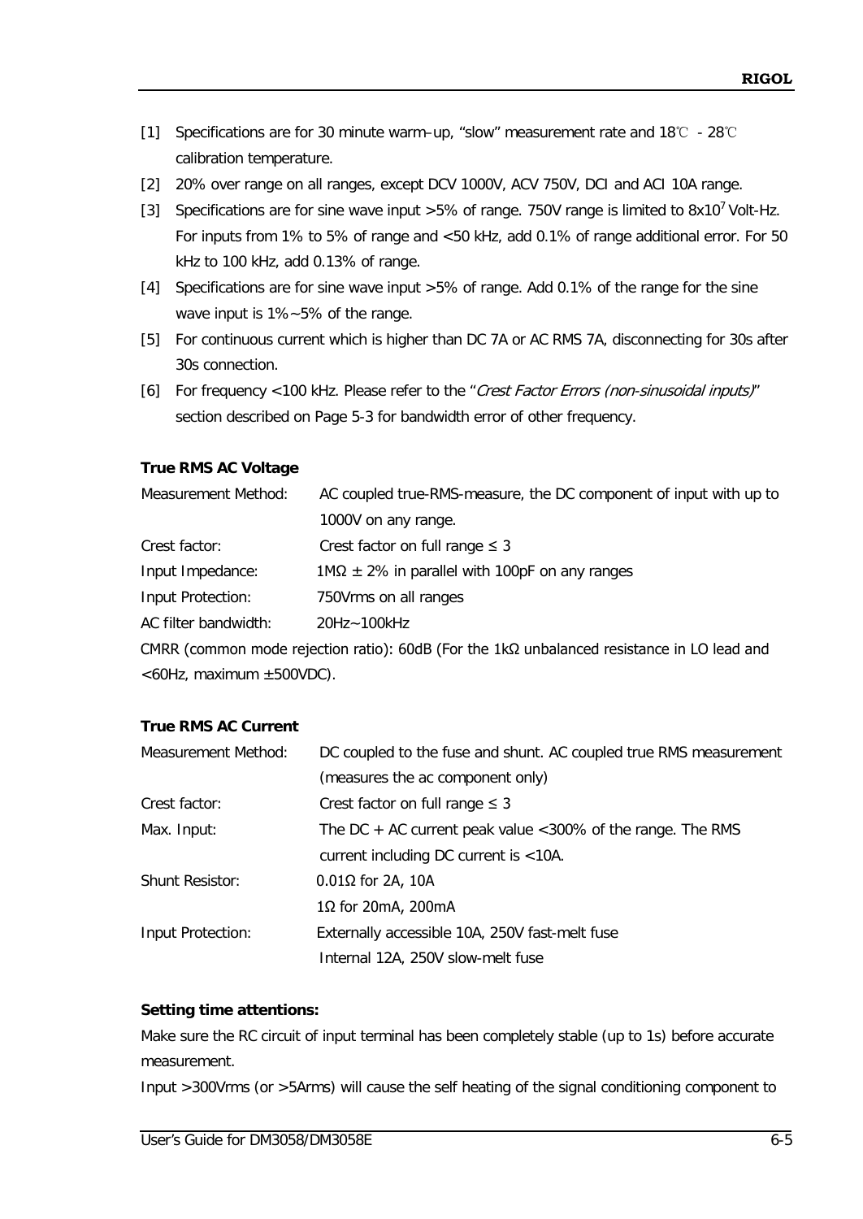[1] Specifications are for 30 minute warm–up, "slow" measurement rate and 18℃ - 28℃ calibration temperature.

[2] 20% over range on all ranges, except DCV 1000V, ACV 750V, DCI and ACI 10A range.

[3] Specifications are for sine wave input >5% of range. 750V range is limited to $8x10^7$ Volt-Hz. For inputs from 1% to 5% of range and <50 kHz, add 0.1% of range additional error. For 50 kHz to 100 kHz, add 0.13% of range.

[4] Specifications are for sine wave input >5% of range. Add 0.1% of the range for the sine wave input is 1%~5% of the range.

[5] For continuous current which is higher than DC 7A or AC RMS 7A, disconnecting for 30s after 30s connection.

[6] For frequency <100 kHz. Please refer to the "*Crest Factor Errors (non-sinusoidal inputs)*" section described on Page 5-3 for bandwidth error of other frequency.

**True RMS AC Voltage**

Measurement Method: AC coupled true-RMS-measure, the DC component of input with up to 1000V on any range.

Crest factor: Crest factor on full range ≤ 3

Input Impedance: 1MΩ ± 2% in parallel with 100pF on any ranges

Input Protection: 750Vrms on all ranges

AC filter bandwidth: 20Hz~100kHz

CMRR (common mode rejection ratio): 60dB (For the 1kΩ unbalanced resistance in LO lead and <60Hz, maximum ±500VDC).

**True RMS AC Current**

Measurement Method: DC coupled to the fuse and shunt. AC coupled true RMS measurement (measures the ac component only)

Crest factor: Crest factor on full range ≤ 3

Max. Input: The DC + AC current peak value <300% of the range. The RMS current including DC current is <10A.

Shunt Resistor: 0.01Ω for 2A, 10A

1Ω for 20mA, 200mA

Input Protection: Externally accessible 10A, 250V fast-melt fuse

Internal 12A, 250V slow-melt fuse

**Setting time attentions:**

Make sure the RC circuit of input terminal has been completely stable (up to 1s) before accurate measurement.

Input >300Vrms (or >5Arms) will cause the self heating of the signal conditioning component to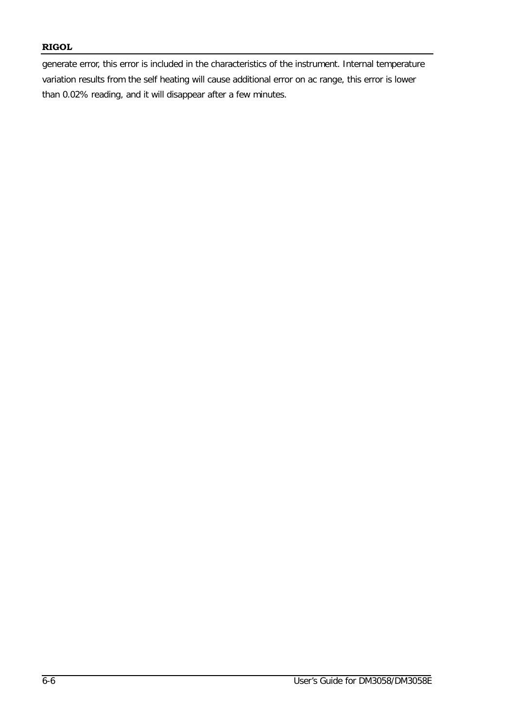generate error, this error is included in the characteristics of the instrument. Internal temperature variation results from the self heating will cause additional error on ac range, this error is lower than 0.02% reading, and it will disappear after a few minutes.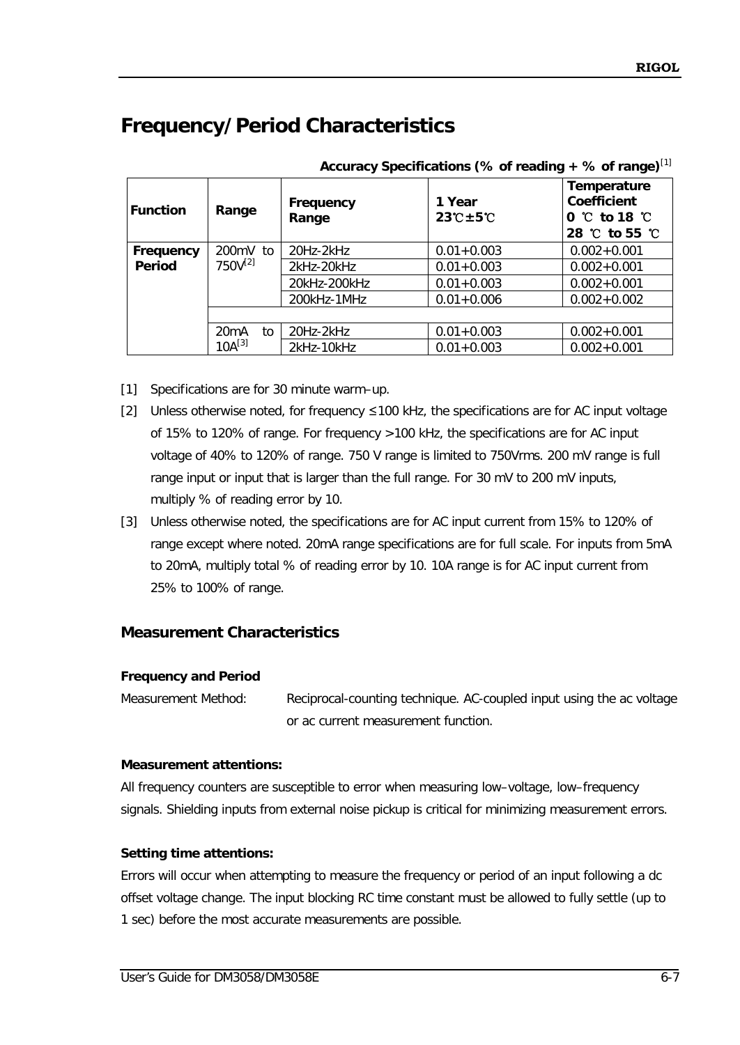# Frequency/Period Characteristics

**Accuracy Specifications (% of reading + % of range)**[1]

| Function | Range | Frequency Range | 1 Year 23℃±5℃ | Temperature Coefficient 0 ℃ to 18 ℃ 28 ℃ to 55 ℃ |
|---|---|---|---|---|
| **Frequency Period** | 200mV to 750V[2] | 20Hz-2kHz | 0.01+0.003 | 0.002+0.001 |
| | | 2kHz-20kHz | 0.01+0.003 | 0.002+0.001 |
| | | 20kHz-200kHz | 0.01+0.003 | 0.002+0.001 |
| | | 200kHz-1MHz | 0.01+0.006 | 0.002+0.002 |
| | | | | |
| | 20mA to 10A[3] | 20Hz-2kHz | 0.01+0.003 | 0.002+0.001 |
| | | 2kHz-10kHz | 0.01+0.003 | 0.002+0.001 |

[1] Specifications are for 30 minute warm–up.

[2] Unless otherwise noted, for frequency ≤100 kHz, the specifications are for AC input voltage of 15% to 120% of range. For frequency >100 kHz, the specifications are for AC input voltage of 40% to 120% of range. 750 V range is limited to 750Vrms. 200 mV range is full range input or input that is larger than the full range. For 30 mV to 200 mV inputs, multiply % of reading error by 10.

[3] Unless otherwise noted, the specifications are for AC input current from 15% to 120% of range except where noted. 20mA range specifications are for full scale. For inputs from 5mA to 20mA, multiply total % of reading error by 10. 10A range is for AC input current from 25% to 100% of range.

## Measurement Characteristics

**Frequency and Period**

Measurement Method: Reciprocal-counting technique. AC-coupled input using the ac voltage or ac current measurement function.

**Measurement attentions:**

All frequency counters are susceptible to error when measuring low–voltage, low–frequency signals. Shielding inputs from external noise pickup is critical for minimizing measurement errors.

**Setting time attentions:**

Errors will occur when attempting to measure the frequency or period of an input following a dc offset voltage change. The input blocking RC time constant must be allowed to fully settle (up to 1 sec) before the most accurate measurements are possible.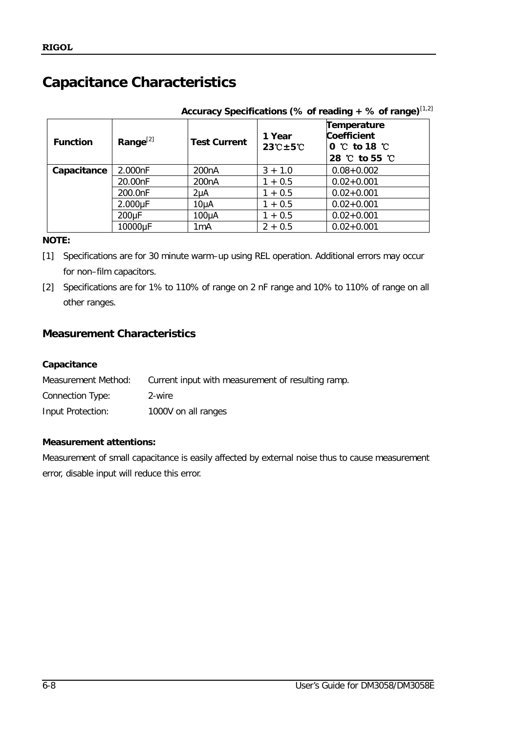# Capacitance Characteristics

**Accuracy Specifications (% of reading + % of range)[1,2]**

| Function | Range[2] | Test Current | 1 Year 23℃±5℃ | Temperature Coefficient 0 ℃ to 18 ℃ 28 ℃ to 55 ℃ |
|---|---|---|---|---|
| **Capacitance** | 2.000nF | 200nA | 3 + 1.0 | 0.08+0.002 |
| | 20.00nF | 200nA | 1 + 0.5 | 0.02+0.001 |
| | 200.0nF | 2μA | 1 + 0.5 | 0.02+0.001 |
| | 2.000μF | 10μA | 1 + 0.5 | 0.02+0.001 |
| | 200μF | 100μA | 1 + 0.5 | 0.02+0.001 |
| | 10000μF | 1mA | 2 + 0.5 | 0.02+0.001 |

**NOTE:**

[1] Specifications are for 30 minute warm–up using REL operation. Additional errors may occur for non–film capacitors.

[2] Specifications are for 1% to 110% of range on 2 nF range and 10% to 110% of range on all other ranges.

## Measurement Characteristics

**Capacitance**

Measurement Method: Current input with measurement of resulting ramp.

Connection Type: 2-wire

Input Protection: 1000V on all ranges

**Measurement attentions:**

Measurement of small capacitance is easily affected by external noise thus to cause measurement error, disable input will reduce this error.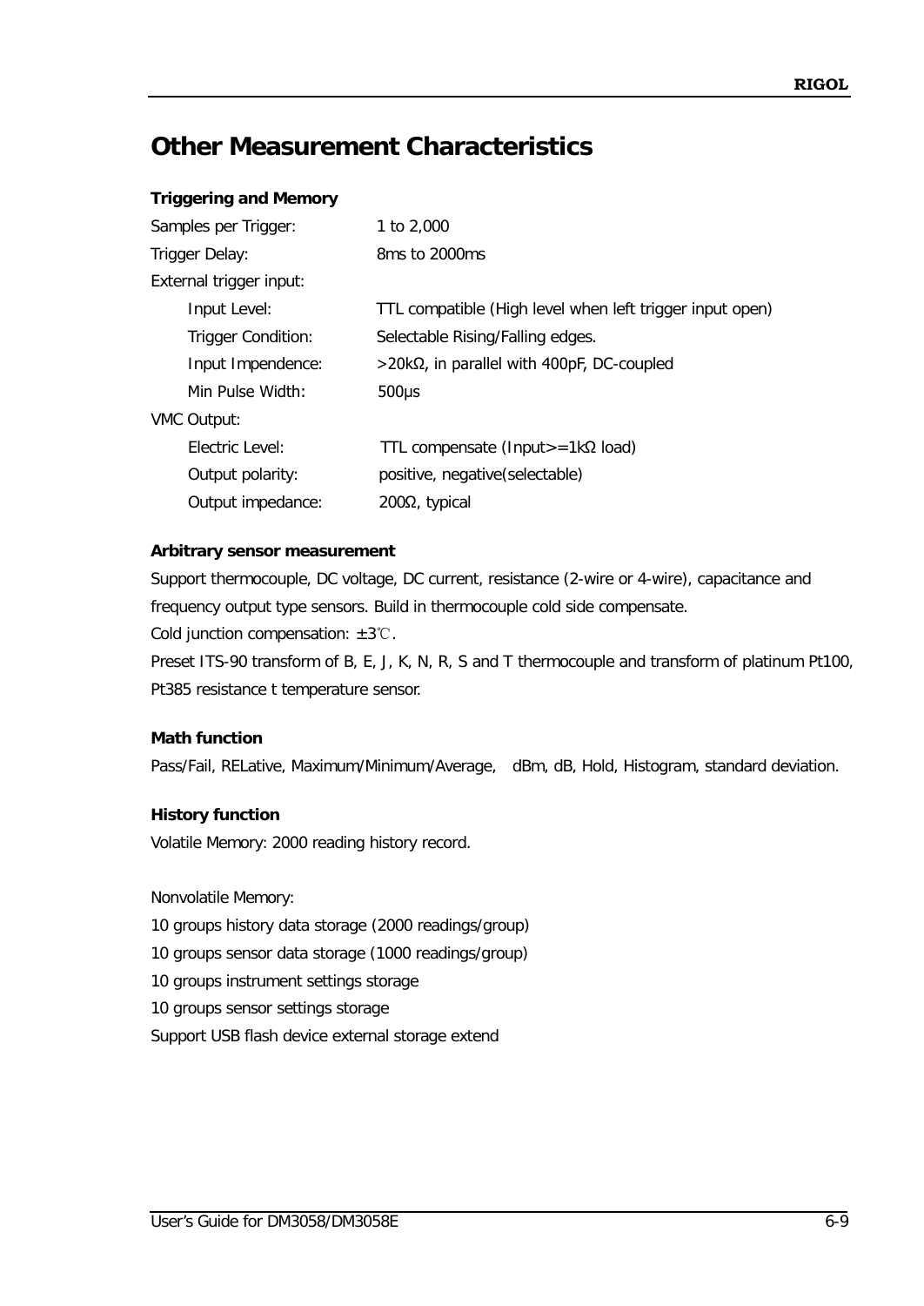## Other Measurement Characteristics

**Triggering and Memory**

| | |
|---|---|
| Samples per Trigger: | 1 to 2,000 |
| Trigger Delay: | 8ms to 2000ms |
| External trigger input: | |
| Input Level: | TTL compatible (High level when left trigger input open) |
| Trigger Condition: | Selectable Rising/Falling edges. |
| Input Impendence: | >20kΩ, in parallel with 400pF, DC-coupled |
| Min Pulse Width: | 500μs |
| VMC Output: | |
| Electric Level: | TTL compensate (Input>=1kΩ load) |
| Output polarity: | positive, negative(selectable) |
| Output impedance: | 200Ω, typical |

**Arbitrary sensor measurement**

Support thermocouple, DC voltage, DC current, resistance (2-wire or 4-wire), capacitance and frequency output type sensors. Build in thermocouple cold side compensate.

Cold junction compensation: ±3℃.

Preset ITS-90 transform of B, E, J, K, N, R, S and T thermocouple and transform of platinum Pt100, Pt385 resistance t temperature sensor.

**Math function**

Pass/Fail, RELative, Maximum/Minimum/Average, dBm, dB, Hold, Histogram, standard deviation.

**History function**

Volatile Memory: 2000 reading history record.

Nonvolatile Memory:

10 groups history data storage (2000 readings/group)

10 groups sensor data storage (1000 readings/group)

10 groups instrument settings storage

10 groups sensor settings storage

Support USB flash device external storage extend